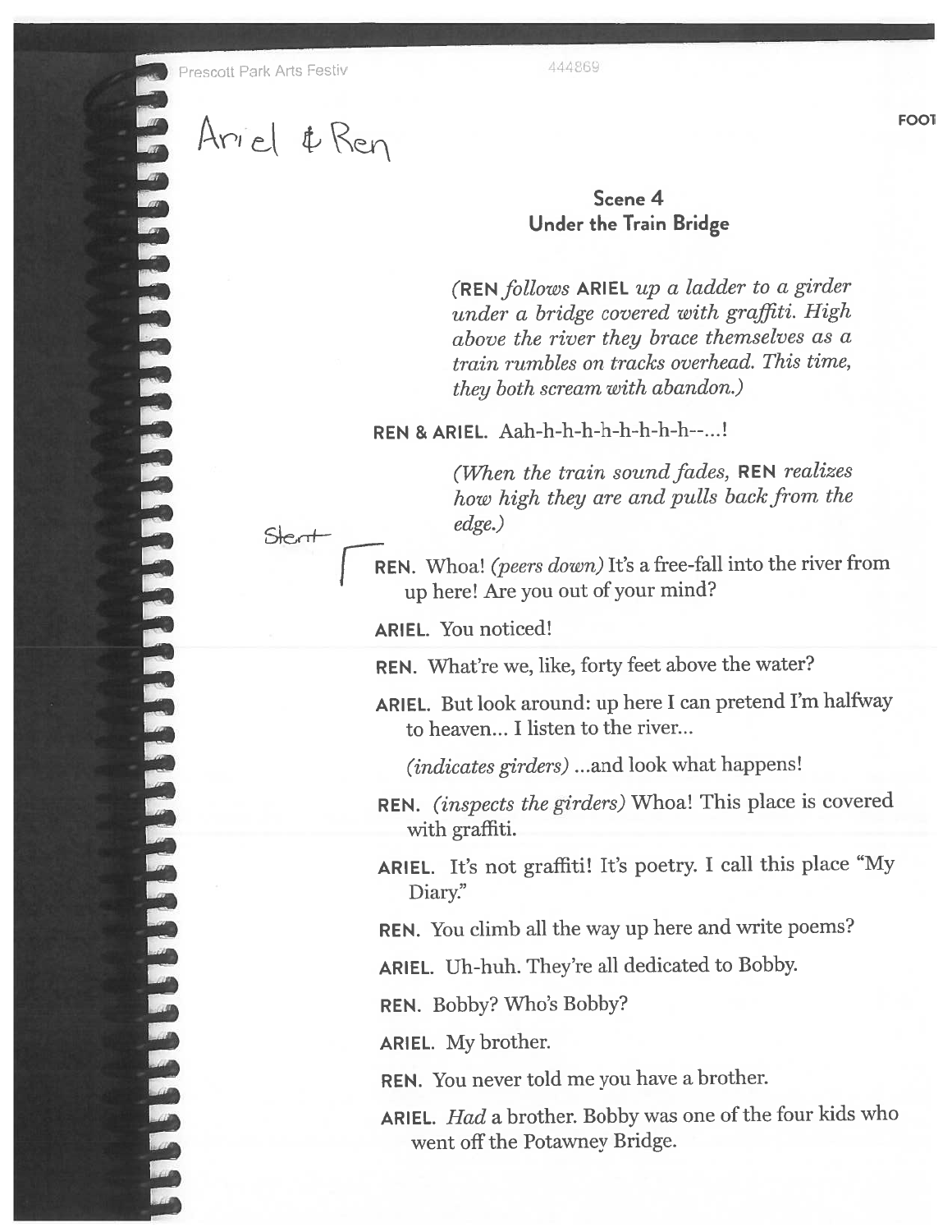Ariel & Ren

## Scene 4
## Under the Train Bridge

*(**REN** follows **ARIEL** up a ladder to a girder under a bridge covered with graffiti. High above the river they brace themselves as a train rumbles on tracks overhead. This time, they both scream with abandon.)*

**REN & ARIEL.** Aah-h-h-h-h-h-h-h-h--...!

*(When the train sound fades, **REN** realizes how high they are and pulls back from the edge.)*

Start

**REN.** Whoa! *(peers down)* It's a free-fall into the river from up here! Are you out of your mind?

**ARIEL.** You noticed!

**REN.** What're we, like, forty feet above the water?

**ARIEL.** But look around: up here I can pretend I'm halfway to heaven... I listen to the river...

*(indicates girders)* ...and look what happens!

**REN.** *(inspects the girders)* Whoa! This place is covered with graffiti.

**ARIEL.** It's not graffiti! It's poetry. I call this place "My Diary."

**REN.** You climb all the way up here and write poems?

**ARIEL.** Uh-huh. They're all dedicated to Bobby.

**REN.** Bobby? Who's Bobby?

**ARIEL.** My brother.

**REN.** You never told me you have a brother.

**ARIEL.** *Had* a brother. Bobby was one of the four kids who went off the Potawney Bridge.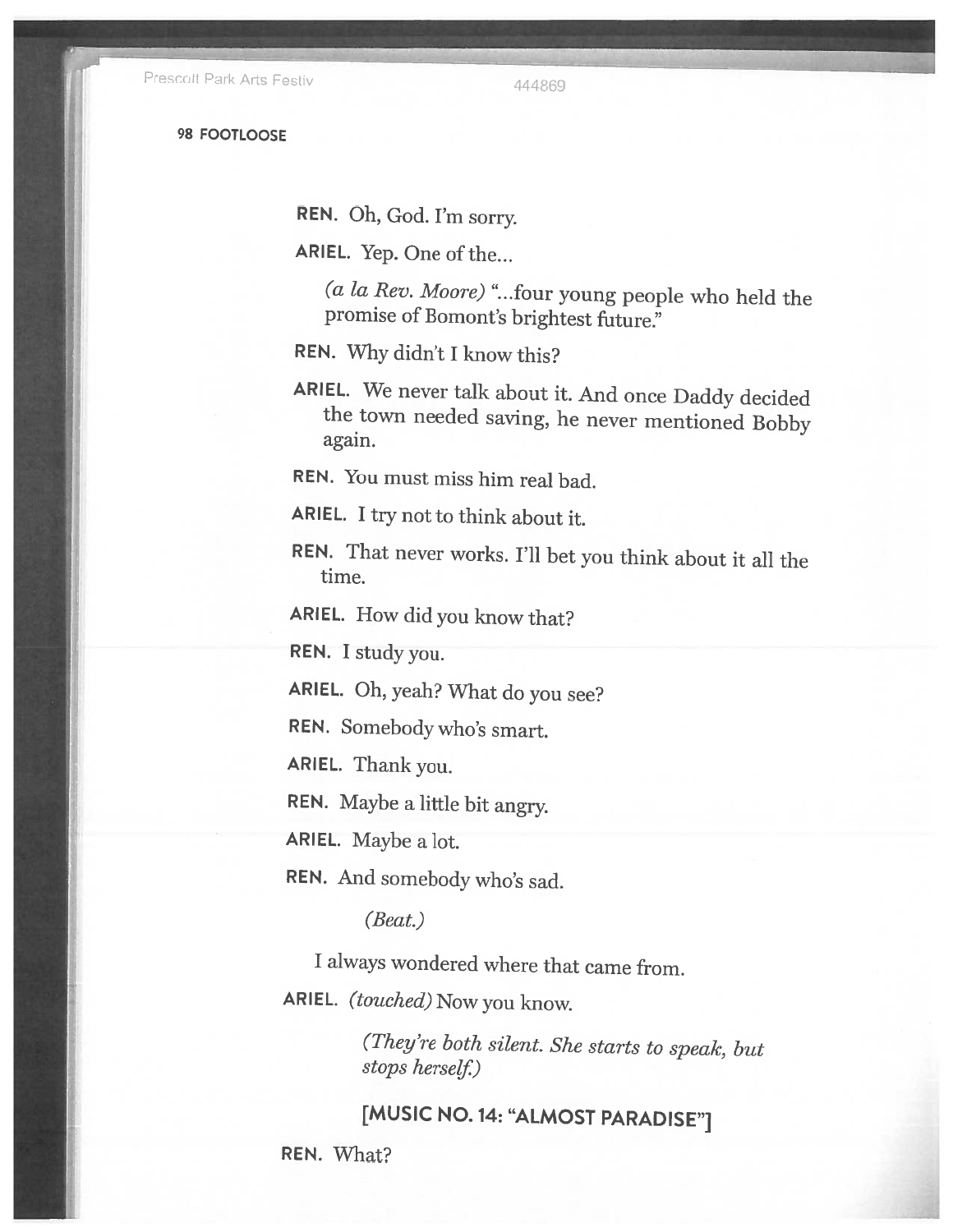**REN.** Oh, God. I'm sorry.

**ARIEL.** Yep. One of the...

*(a la Rev. Moore)* "...four young people who held the promise of Bomont's brightest future."

**REN.** Why didn't I know this?

**ARIEL.** We never talk about it. And once Daddy decided the town needed saving, he never mentioned Bobby again.

**REN.** You must miss him real bad.

**ARIEL.** I try not to think about it.

**REN.** That never works. I'll bet you think about it all the time.

**ARIEL.** How did you know that?

**REN.** I study you.

**ARIEL.** Oh, yeah? What do you see?

**REN.** Somebody who's smart.

**ARIEL.** Thank you.

**REN.** Maybe a little bit angry.

**ARIEL.** Maybe a lot.

**REN.** And somebody who's sad.

*(Beat.)*

I always wondered where that came from.

**ARIEL.** *(touched)* Now you know.

*(They're both silent. She starts to speak, but stops herself.)*

**[MUSIC NO. 14: "ALMOST PARADISE"]**

**REN.** What?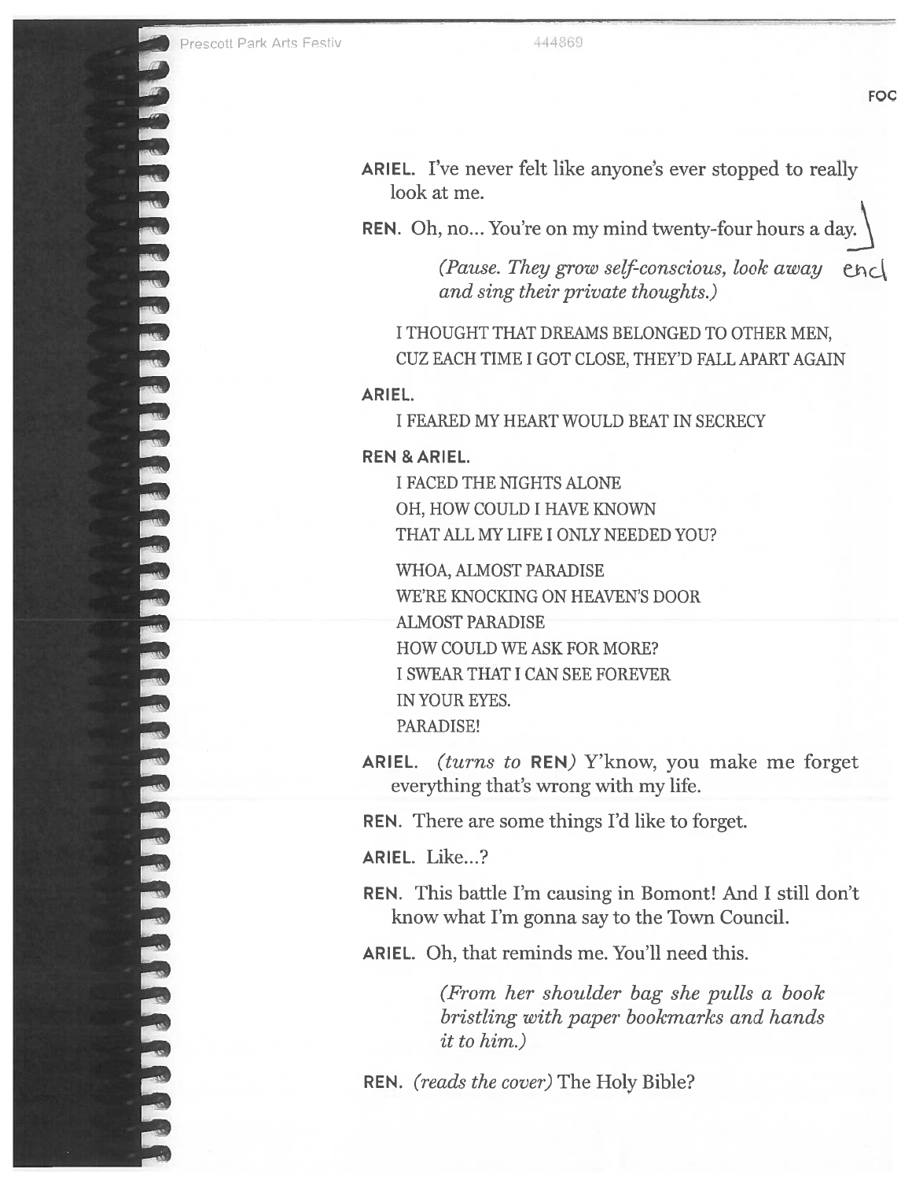**ARIEL.** I've never felt like anyone's ever stopped to really look at me.

**REN.** Oh, no... You're on my mind twenty-four hours a day.

*(Pause. They grow self-conscious, look away and sing their private thoughts.)*

end

I THOUGHT THAT DREAMS BELONGED TO OTHER MEN,
CUZ EACH TIME I GOT CLOSE, THEY'D FALL APART AGAIN

**ARIEL.**

I FEARED MY HEART WOULD BEAT IN SECRECY

**REN & ARIEL.**

I FACED THE NIGHTS ALONE
OH, HOW COULD I HAVE KNOWN
THAT ALL MY LIFE I ONLY NEEDED YOU?

WHOA, ALMOST PARADISE
WE'RE KNOCKING ON HEAVEN'S DOOR
ALMOST PARADISE
HOW COULD WE ASK FOR MORE?
I SWEAR THAT I CAN SEE FOREVER
IN YOUR EYES.
PARADISE!

**ARIEL.** *(turns to* **REN***)* Y'know, you make me forget everything that's wrong with my life.

**REN.** There are some things I'd like to forget.

**ARIEL.** Like...?

**REN.** This battle I'm causing in Bomont! And I still don't know what I'm gonna say to the Town Council.

**ARIEL.** Oh, that reminds me. You'll need this.

*(From her shoulder bag she pulls a book bristling with paper bookmarks and hands it to him.)*

**REN.** *(reads the cover)* The Holy Bible?